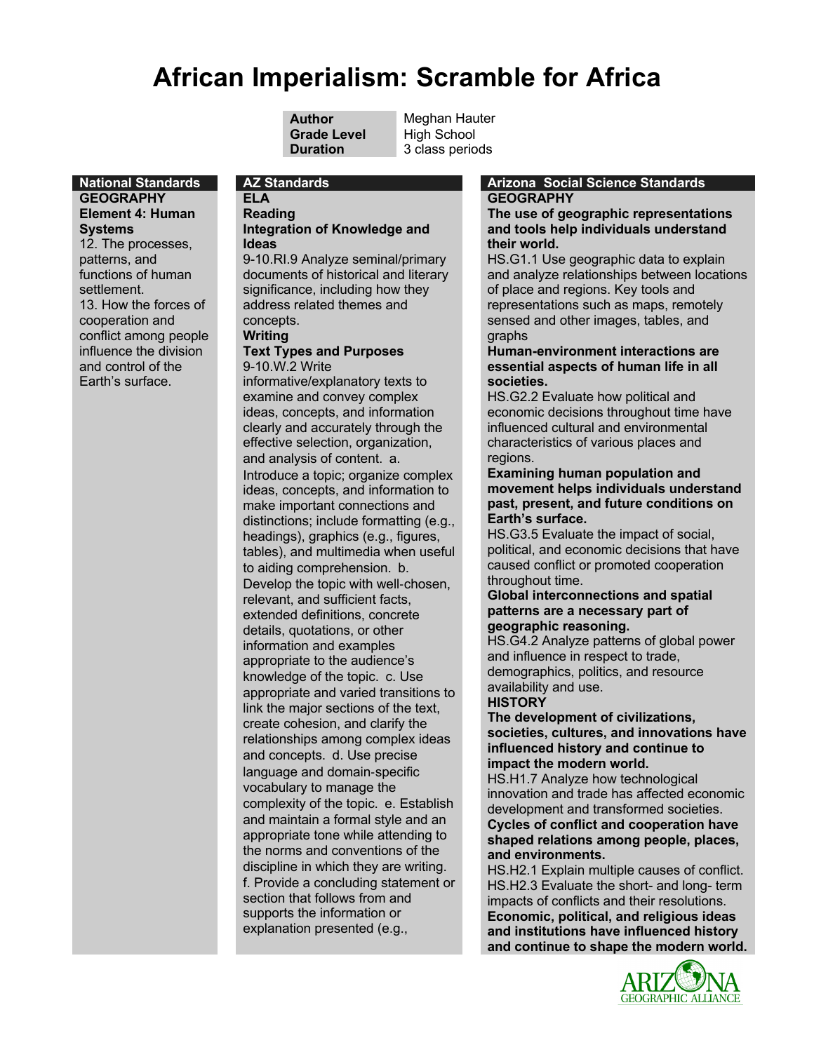# African Imperialism: Scramble for Africa

| | |
|---|---|
| **Author** | Meghan Hauter |
| **Grade Level** | High School |
| **Duration** | 3 class periods |

## National Standards

**GEOGRAPHY**
**Element 4: Human Systems**

12. The processes, patterns, and functions of human settlement.
13. How the forces of cooperation and conflict among people influence the division and control of the Earth's surface.

## AZ Standards

**ELA**
**Reading**
**Integration of Knowledge and Ideas**

9-10.RI.9 Analyze seminal/primary documents of historical and literary significance, including how they address related themes and concepts.

**Writing**
**Text Types and Purposes**

9-10.W.2 Write informative/explanatory texts to examine and convey complex ideas, concepts, and information clearly and accurately through the effective selection, organization, and analysis of content. a. Introduce a topic; organize complex ideas, concepts, and information to make important connections and distinctions; include formatting (e.g., headings), graphics (e.g., figures, tables), and multimedia when useful to aiding comprehension. b. Develop the topic with well-chosen, relevant, and sufficient facts, extended definitions, concrete details, quotations, or other information and examples appropriate to the audience's knowledge of the topic. c. Use appropriate and varied transitions to link the major sections of the text, create cohesion, and clarify the relationships among complex ideas and concepts. d. Use precise language and domain-specific vocabulary to manage the complexity of the topic. e. Establish and maintain a formal style and an appropriate tone while attending to the norms and conventions of the discipline in which they are writing. f. Provide a concluding statement or section that follows from and supports the information or explanation presented (e.g.,

## Arizona Social Science Standards

**GEOGRAPHY**

**The use of geographic representations and tools help individuals understand their world.**

HS.G1.1 Use geographic data to explain and analyze relationships between locations of place and regions. Key tools and representations such as maps, remotely sensed and other images, tables, and graphs

**Human-environment interactions are essential aspects of human life in all societies.**

HS.G2.2 Evaluate how political and economic decisions throughout time have influenced cultural and environmental characteristics of various places and regions.

**Examining human population and movement helps individuals understand past, present, and future conditions on Earth's surface.**

HS.G3.5 Evaluate the impact of social, political, and economic decisions that have caused conflict or promoted cooperation throughout time.

**Global interconnections and spatial patterns are a necessary part of geographic reasoning.**

HS.G4.2 Analyze patterns of global power and influence in respect to trade, demographics, politics, and resource availability and use.

**HISTORY**

**The development of civilizations, societies, cultures, and innovations have influenced history and continue to impact the modern world.**

HS.H1.7 Analyze how technological innovation and trade has affected economic development and transformed societies.

**Cycles of conflict and cooperation have shaped relations among people, places, and environments.**

HS.H2.1 Explain multiple causes of conflict.
HS.H2.3 Evaluate the short- and long- term impacts of conflicts and their resolutions.

**Economic, political, and religious ideas and institutions have influenced history and continue to shape the modern world.**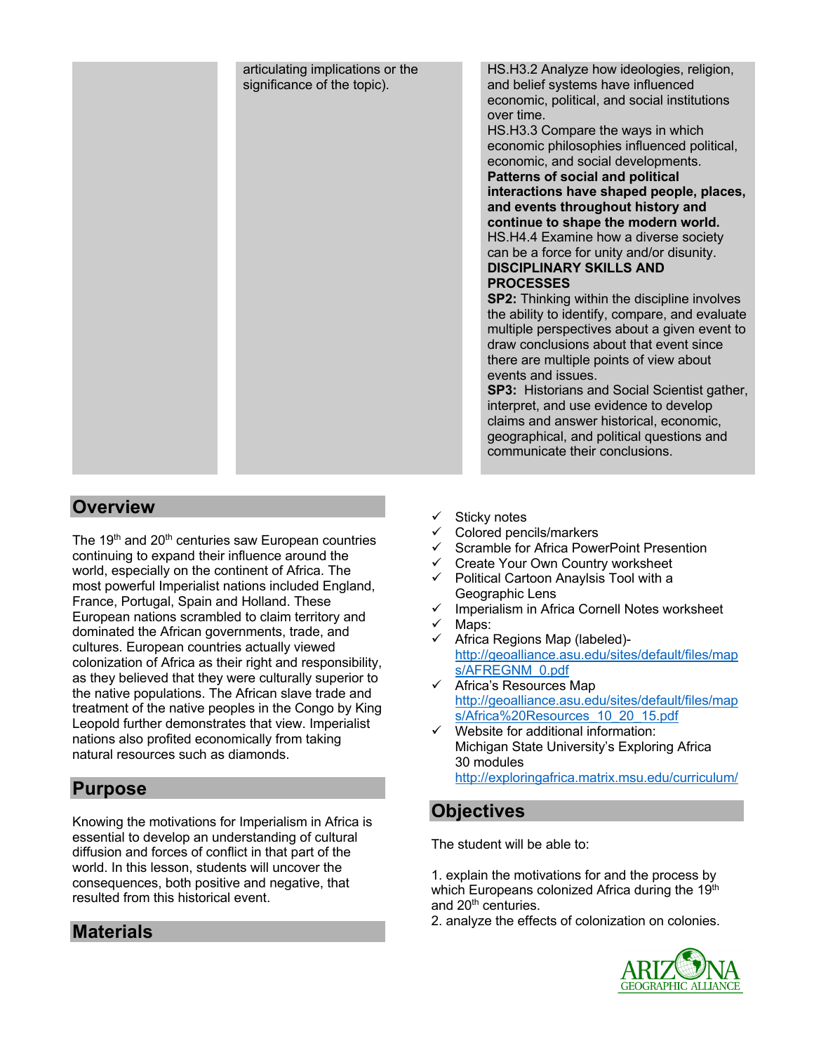| | articulating implications or the significance of the topic). | HS.H3.2 Analyze how ideologies, religion, and belief systems have influenced economic, political, and social institutions over time.<br>HS.H3.3 Compare the ways in which economic philosophies influenced political, economic, and social developments.<br>**Patterns of social and political interactions have shaped people, places, and events throughout history and continue to shape the modern world.**<br>HS.H4.4 Examine how a diverse society can be a force for unity and/or disunity.<br>**DISCIPLINARY SKILLS AND PROCESSES**<br>**SP2:** Thinking within the discipline involves the ability to identify, compare, and evaluate multiple perspectives about a given event to draw conclusions about that event since there are multiple points of view about events and issues.<br>**SP3:** Historians and Social Scientist gather, interpret, and use evidence to develop claims and answer historical, economic, geographical, and political questions and communicate their conclusions. |
|---|---|---|

## Overview

The 19th and 20th centuries saw European countries continuing to expand their influence around the world, especially on the continent of Africa. The most powerful Imperialist nations included England, France, Portugal, Spain and Holland. These European nations scrambled to claim territory and dominated the African governments, trade, and cultures. European countries actually viewed colonization of Africa as their right and responsibility, as they believed that they were culturally superior to the native populations. The African slave trade and treatment of the native peoples in the Congo by King Leopold further demonstrates that view. Imperialist nations also profited economically from taking natural resources such as diamonds.

## Purpose

Knowing the motivations for Imperialism in Africa is essential to develop an understanding of cultural diffusion and forces of conflict in that part of the world. In this lesson, students will uncover the consequences, both positive and negative, that resulted from this historical event.

## Materials

- ✓ Sticky notes
- ✓ Colored pencils/markers
- ✓ Scramble for Africa PowerPoint Presention
- ✓ Create Your Own Country worksheet
- ✓ Political Cartoon Anaylsis Tool with a Geographic Lens
- ✓ Imperialism in Africa Cornell Notes worksheet
- ✓ Maps:
- ✓ Africa Regions Map (labeled)- http://geoalliance.asu.edu/sites/default/files/maps/AFREGNM_0.pdf
- ✓ Africa's Resources Map http://geoalliance.asu.edu/sites/default/files/maps/Africa%20Resources_10_20_15.pdf
- ✓ Website for additional information: Michigan State University's Exploring Africa 30 modules http://exploringafrica.matrix.msu.edu/curriculum/

## Objectives

The student will be able to:

1. explain the motivations for and the process by which Europeans colonized Africa during the 19th and 20th centuries.
2. analyze the effects of colonization on colonies.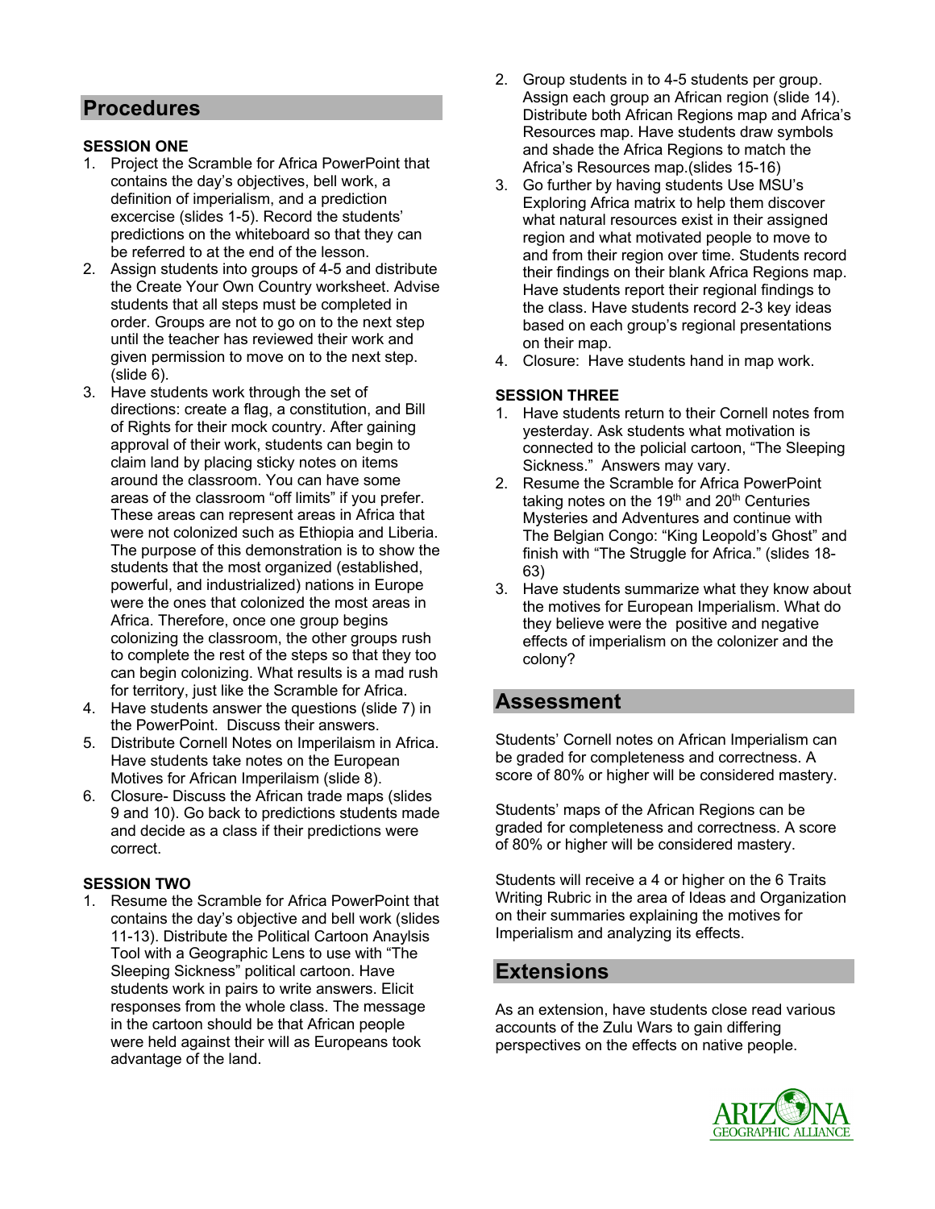## Procedures

**SESSION ONE**

1. Project the Scramble for Africa PowerPoint that contains the day's objectives, bell work, a definition of imperialism, and a prediction excercise (slides 1-5). Record the students' predictions on the whiteboard so that they can be referred to at the end of the lesson.
2. Assign students into groups of 4-5 and distribute the Create Your Own Country worksheet. Advise students that all steps must be completed in order. Groups are not to go on to the next step until the teacher has reviewed their work and given permission to move on to the next step. (slide 6).
3. Have students work through the set of directions: create a flag, a constitution, and Bill of Rights for their mock country. After gaining approval of their work, students can begin to claim land by placing sticky notes on items around the classroom. You can have some areas of the classroom "off limits" if you prefer. These areas can represent areas in Africa that were not colonized such as Ethiopia and Liberia. The purpose of this demonstration is to show the students that the most organized (established, powerful, and industrialized) nations in Europe were the ones that colonized the most areas in Africa. Therefore, once one group begins colonizing the classroom, the other groups rush to complete the rest of the steps so that they too can begin colonizing. What results is a mad rush for territory, just like the Scramble for Africa.
4. Have students answer the questions (slide 7) in the PowerPoint. Discuss their answers.
5. Distribute Cornell Notes on Imperilaism in Africa. Have students take notes on the European Motives for African Imperilaism (slide 8).
6. Closure- Discuss the African trade maps (slides 9 and 10). Go back to predictions students made and decide as a class if their predictions were correct.

**SESSION TWO**

1. Resume the Scramble for Africa PowerPoint that contains the day's objective and bell work (slides 11-13). Distribute the Political Cartoon Anaylsis Tool with a Geographic Lens to use with "The Sleeping Sickness" political cartoon. Have students work in pairs to write answers. Elicit responses from the whole class. The message in the cartoon should be that African people were held against their will as Europeans took advantage of the land.
2. Group students in to 4-5 students per group. Assign each group an African region (slide 14). Distribute both African Regions map and Africa's Resources map. Have students draw symbols and shade the Africa Regions to match the Africa's Resources map.(slides 15-16)
3. Go further by having students Use MSU's Exploring Africa matrix to help them discover what natural resources exist in their assigned region and what motivated people to move to and from their region over time. Students record their findings on their blank Africa Regions map. Have students report their regional findings to the class. Have students record 2-3 key ideas based on each group's regional presentations on their map.
4. Closure: Have students hand in map work.

**SESSION THREE**

1. Have students return to their Cornell notes from yesterday. Ask students what motivation is connected to the policial cartoon, "The Sleeping Sickness." Answers may vary.
2. Resume the Scramble for Africa PowerPoint taking notes on the 19th and 20th Centuries Mysteries and Adventures and continue with The Belgian Congo: "King Leopold's Ghost" and finish with "The Struggle for Africa." (slides 18-63)
3. Have students summarize what they know about the motives for European Imperialism. What do they believe were the positive and negative effects of imperialism on the colonizer and the colony?

## Assessment

Students' Cornell notes on African Imperialism can be graded for completeness and correctness. A score of 80% or higher will be considered mastery.

Students' maps of the African Regions can be graded for completeness and correctness. A score of 80% or higher will be considered mastery.

Students will receive a 4 or higher on the 6 Traits Writing Rubric in the area of Ideas and Organization on their summaries explaining the motives for Imperialism and analyzing its effects.

## Extensions

As an extension, have students close read various accounts of the Zulu Wars to gain differing perspectives on the effects on native people.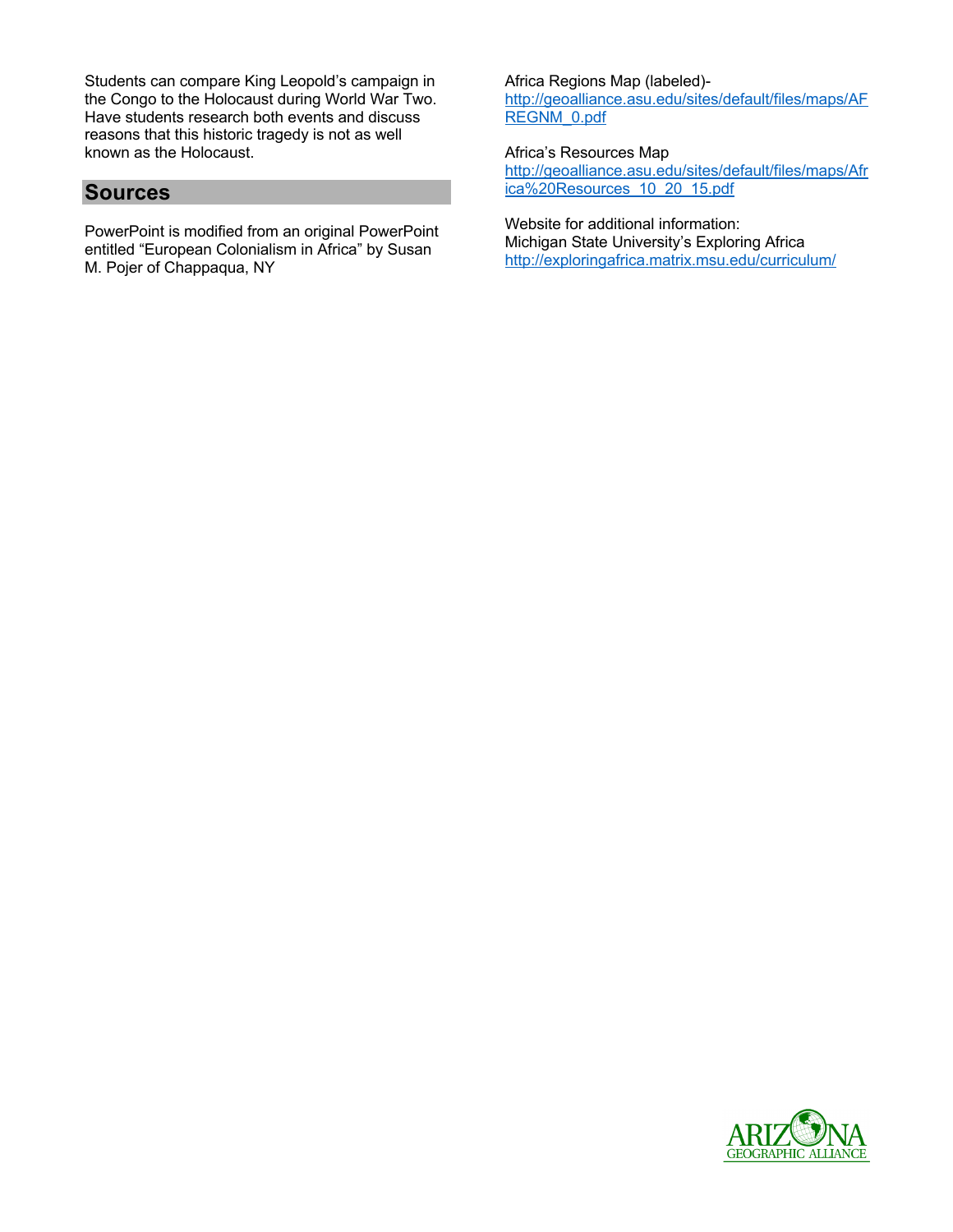Students can compare King Leopold's campaign in the Congo to the Holocaust during World War Two. Have students research both events and discuss reasons that this historic tragedy is not as well known as the Holocaust.

## Sources

PowerPoint is modified from an original PowerPoint entitled "European Colonialism in Africa" by Susan M. Pojer of Chappaqua, NY

Africa Regions Map (labeled)- http://geoalliance.asu.edu/sites/default/files/maps/AFREGNM_0.pdf

Africa's Resources Map
http://geoalliance.asu.edu/sites/default/files/maps/Africa%20Resources_10_20_15.pdf

Website for additional information:
Michigan State University's Exploring Africa
http://exploringafrica.matrix.msu.edu/curriculum/